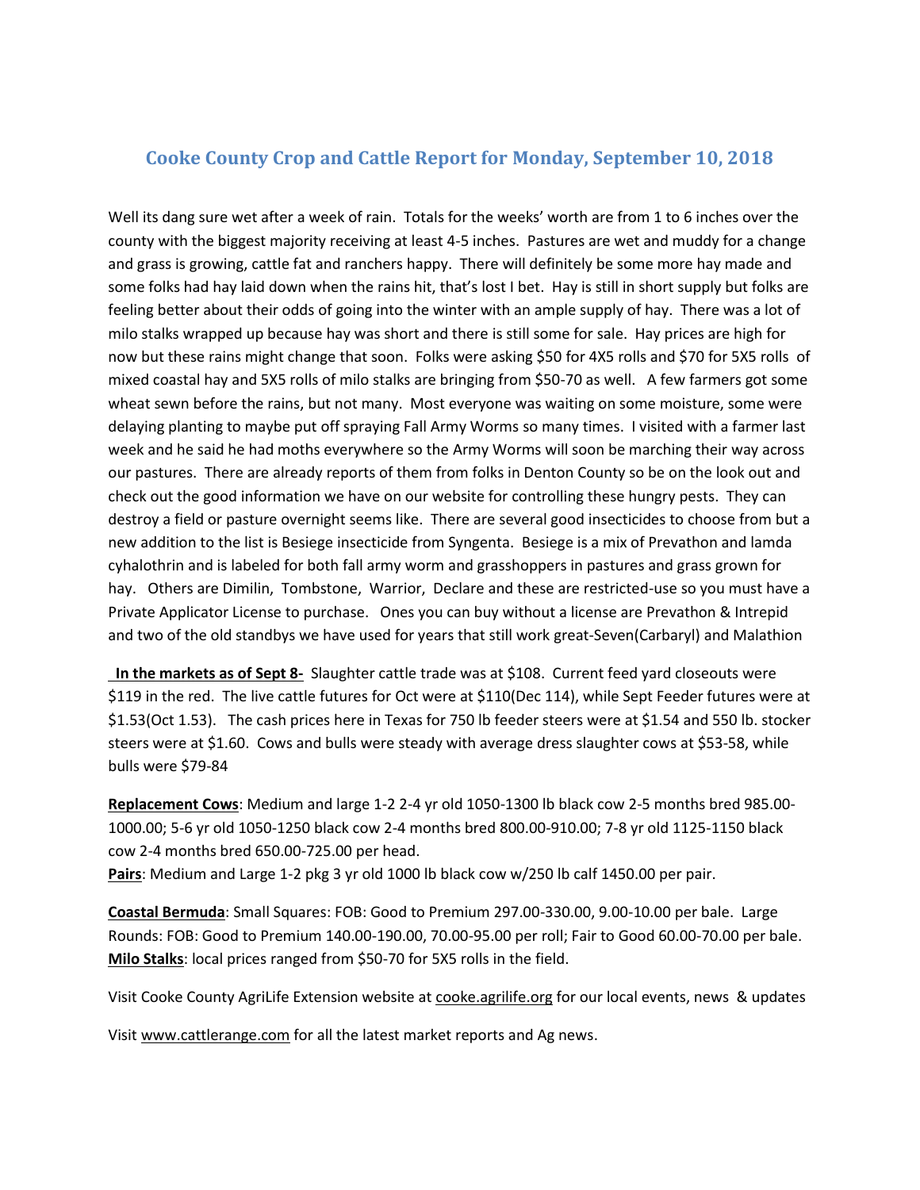# Cooke County Crop and Cattle Report for Monday, September 10, 2018

Well its dang sure wet after a week of rain. Totals for the weeks' worth are from 1 to 6 inches over the county with the biggest majority receiving at least 4-5 inches. Pastures are wet and muddy for a change and grass is growing, cattle fat and ranchers happy. There will definitely be some more hay made and some folks had hay laid down when the rains hit, that's lost I bet. Hay is still in short supply but folks are feeling better about their odds of going into the winter with an ample supply of hay. There was a lot of milo stalks wrapped up because hay was short and there is still some for sale. Hay prices are high for now but these rains might change that soon. Folks were asking $50 for 4X5 rolls and $70 for 5X5 rolls of mixed coastal hay and 5X5 rolls of milo stalks are bringing from $50-70 as well. A few farmers got some wheat sewn before the rains, but not many. Most everyone was waiting on some moisture, some were delaying planting to maybe put off spraying Fall Army Worms so many times. I visited with a farmer last week and he said he had moths everywhere so the Army Worms will soon be marching their way across our pastures. There are already reports of them from folks in Denton County so be on the look out and check out the good information we have on our website for controlling these hungry pests. They can destroy a field or pasture overnight seems like. There are several good insecticides to choose from but a new addition to the list is Besiege insecticide from Syngenta. Besiege is a mix of Prevathon and lamda cyhalothrin and is labeled for both fall army worm and grasshoppers in pastures and grass grown for hay. Others are Dimilin, Tombstone, Warrior, Declare and these are restricted-use so you must have a Private Applicator License to purchase. Ones you can buy without a license are Prevathon & Intrepid and two of the old standbys we have used for years that still work great-Seven(Carbaryl) and Malathion

**In the markets as of Sept 8-** Slaughter cattle trade was at $108. Current feed yard closeouts were $119 in the red. The live cattle futures for Oct were at $110(Dec 114), while Sept Feeder futures were at $1.53(Oct 1.53). The cash prices here in Texas for 750 lb feeder steers were at $1.54 and 550 lb. stocker steers were at $1.60. Cows and bulls were steady with average dress slaughter cows at $53-58, while bulls were $79-84

**Replacement Cows**: Medium and large 1-2 2-4 yr old 1050-1300 lb black cow 2-5 months bred 985.00-1000.00; 5-6 yr old 1050-1250 black cow 2-4 months bred 800.00-910.00; 7-8 yr old 1125-1150 black cow 2-4 months bred 650.00-725.00 per head.

**Pairs**: Medium and Large 1-2 pkg 3 yr old 1000 lb black cow w/250 lb calf 1450.00 per pair.

**Coastal Bermuda**: Small Squares: FOB: Good to Premium 297.00-330.00, 9.00-10.00 per bale. Large Rounds: FOB: Good to Premium 140.00-190.00, 70.00-95.00 per roll; Fair to Good 60.00-70.00 per bale.

**Milo Stalks**: local prices ranged from $50-70 for 5X5 rolls in the field.

Visit Cooke County AgriLife Extension website at cooke.agrilife.org for our local events, news & updates

Visit www.cattlerange.com for all the latest market reports and Ag news.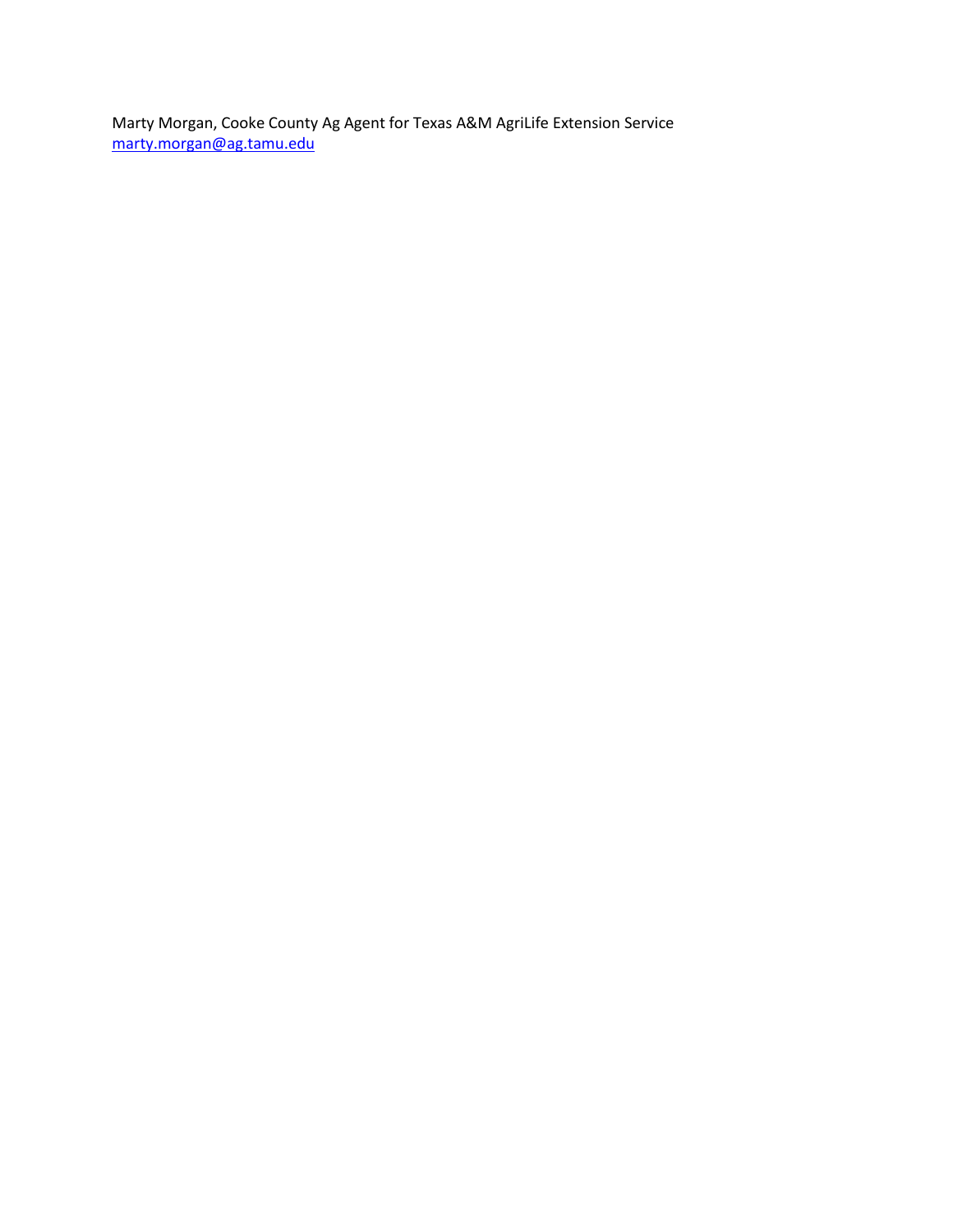Marty Morgan, Cooke County Ag Agent for Texas A&M AgriLife Extension Service
[marty.morgan@ag.tamu.edu](mailto:marty.morgan@ag.tamu.edu)